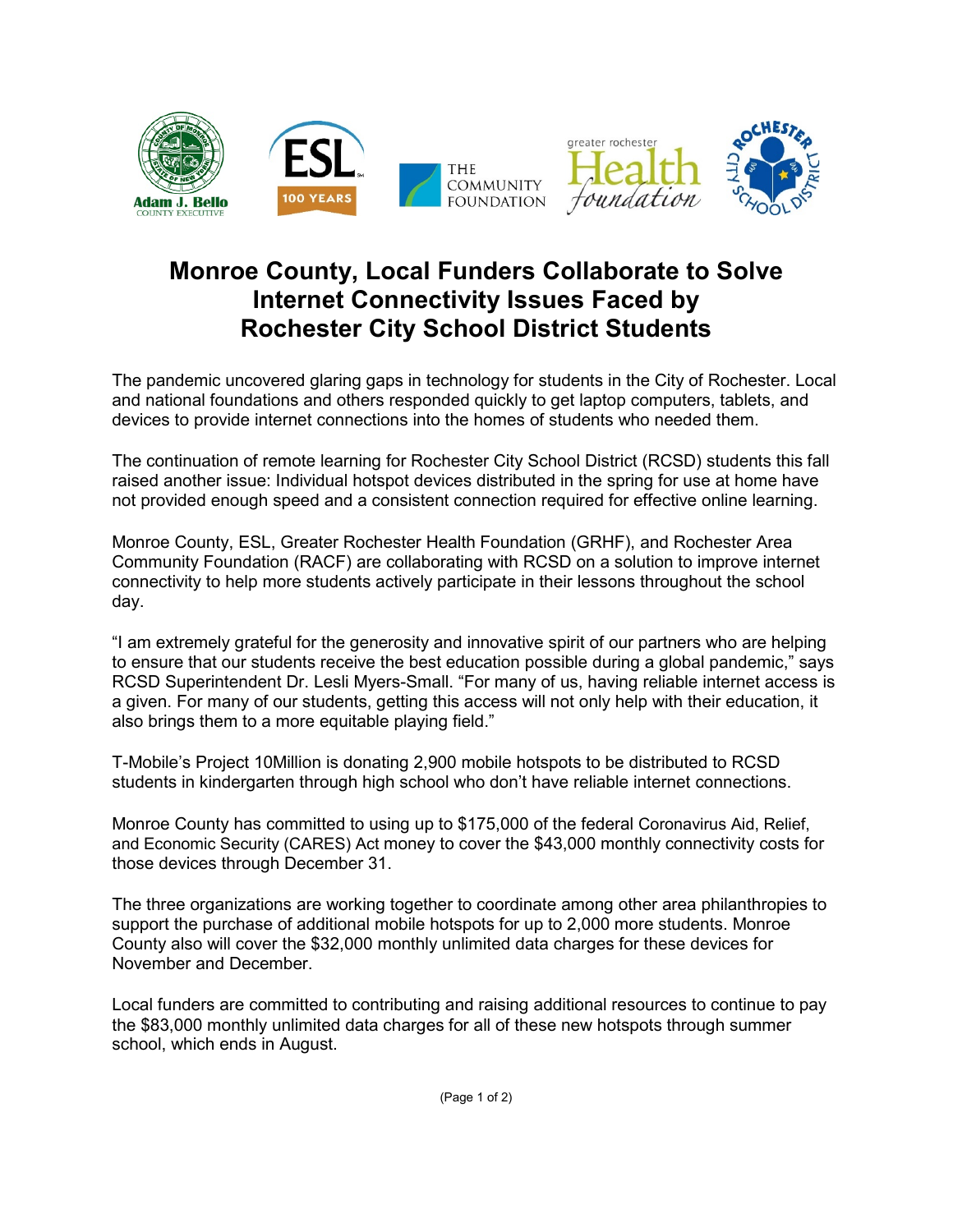# Monroe County, Local Funders Collaborate to Solve Internet Connectivity Issues Faced by Rochester City School District Students

The pandemic uncovered glaring gaps in technology for students in the City of Rochester. Local and national foundations and others responded quickly to get laptop computers, tablets, and devices to provide internet connections into the homes of students who needed them.

The continuation of remote learning for Rochester City School District (RCSD) students this fall raised another issue: Individual hotspot devices distributed in the spring for use at home have not provided enough speed and a consistent connection required for effective online learning.

Monroe County, ESL, Greater Rochester Health Foundation (GRHF), and Rochester Area Community Foundation (RACF) are collaborating with RCSD on a solution to improve internet connectivity to help more students actively participate in their lessons throughout the school day.

"I am extremely grateful for the generosity and innovative spirit of our partners who are helping to ensure that our students receive the best education possible during a global pandemic," says RCSD Superintendent Dr. Lesli Myers-Small. "For many of us, having reliable internet access is a given. For many of our students, getting this access will not only help with their education, it also brings them to a more equitable playing field."

T-Mobile's Project 10Million is donating 2,900 mobile hotspots to be distributed to RCSD students in kindergarten through high school who don't have reliable internet connections.

Monroe County has committed to using up to $175,000 of the federal Coronavirus Aid, Relief, and Economic Security (CARES) Act money to cover the $43,000 monthly connectivity costs for those devices through December 31.

The three organizations are working together to coordinate among other area philanthropies to support the purchase of additional mobile hotspots for up to 2,000 more students. Monroe County also will cover the $32,000 monthly unlimited data charges for these devices for November and December.

Local funders are committed to contributing and raising additional resources to continue to pay the $83,000 monthly unlimited data charges for all of these new hotspots through summer school, which ends in August.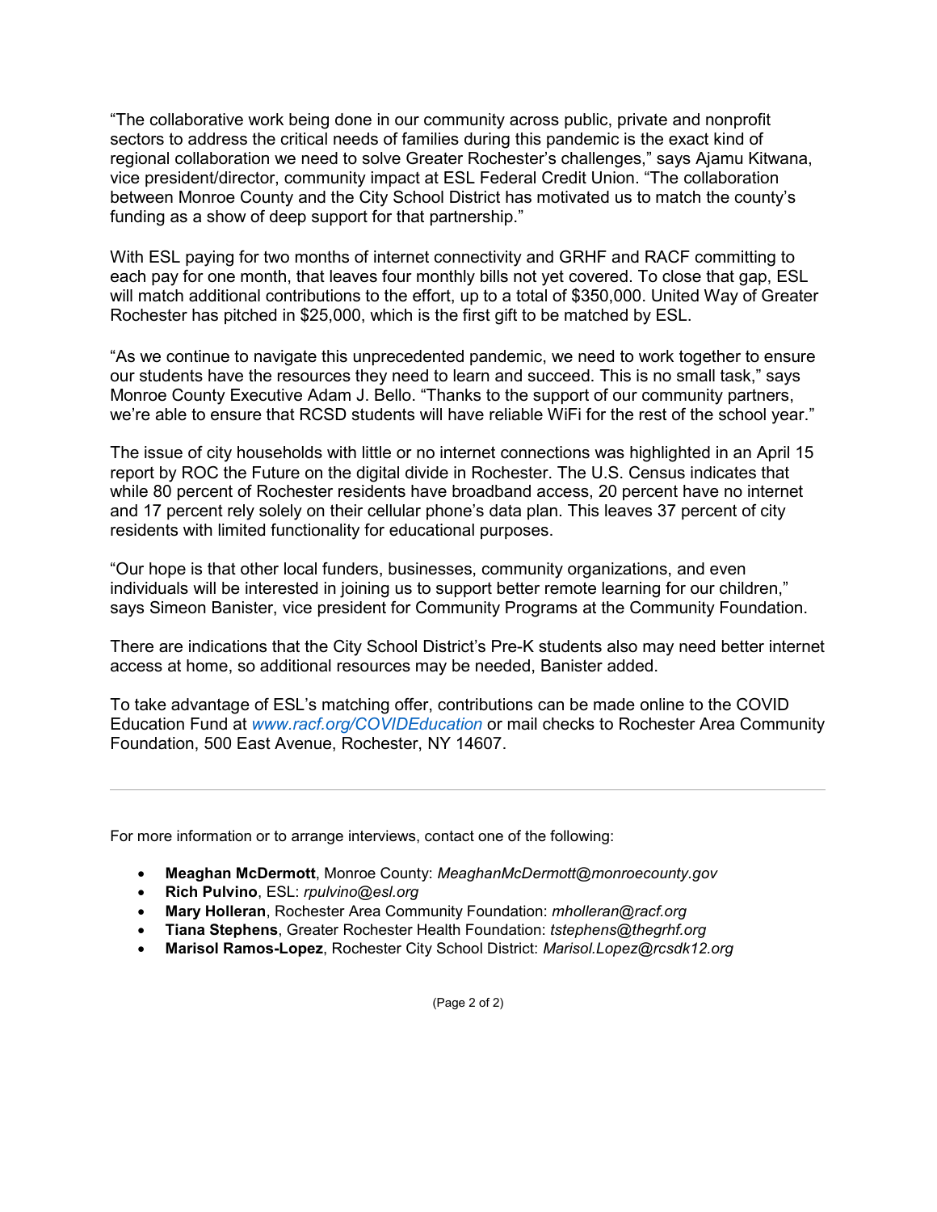"The collaborative work being done in our community across public, private and nonprofit sectors to address the critical needs of families during this pandemic is the exact kind of regional collaboration we need to solve Greater Rochester's challenges," says Ajamu Kitwana, vice president/director, community impact at ESL Federal Credit Union. "The collaboration between Monroe County and the City School District has motivated us to match the county's funding as a show of deep support for that partnership."

With ESL paying for two months of internet connectivity and GRHF and RACF committing to each pay for one month, that leaves four monthly bills not yet covered. To close that gap, ESL will match additional contributions to the effort, up to a total of $350,000. United Way of Greater Rochester has pitched in $25,000, which is the first gift to be matched by ESL.

"As we continue to navigate this unprecedented pandemic, we need to work together to ensure our students have the resources they need to learn and succeed. This is no small task," says Monroe County Executive Adam J. Bello. "Thanks to the support of our community partners, we're able to ensure that RCSD students will have reliable WiFi for the rest of the school year."

The issue of city households with little or no internet connections was highlighted in an April 15 report by ROC the Future on the digital divide in Rochester. The U.S. Census indicates that while 80 percent of Rochester residents have broadband access, 20 percent have no internet and 17 percent rely solely on their cellular phone's data plan. This leaves 37 percent of city residents with limited functionality for educational purposes.

"Our hope is that other local funders, businesses, community organizations, and even individuals will be interested in joining us to support better remote learning for our children," says Simeon Banister, vice president for Community Programs at the Community Foundation.

There are indications that the City School District's Pre-K students also may need better internet access at home, so additional resources may be needed, Banister added.

To take advantage of ESL's matching offer, contributions can be made online to the COVID Education Fund at *www.racf.org/COVIDEducation* or mail checks to Rochester Area Community Foundation, 500 East Avenue, Rochester, NY 14607.

---

For more information or to arrange interviews, contact one of the following:

- **Meaghan McDermott**, Monroe County: *MeaghanMcDermott@monroecounty.gov*
- **Rich Pulvino**, ESL: *rpulvino@esl.org*
- **Mary Holleran**, Rochester Area Community Foundation: *mholleran@racf.org*
- **Tiana Stephens**, Greater Rochester Health Foundation: *tstephens@thegrhf.org*
- **Marisol Ramos-Lopez**, Rochester City School District: *Marisol.Lopez@rcsdk12.org*